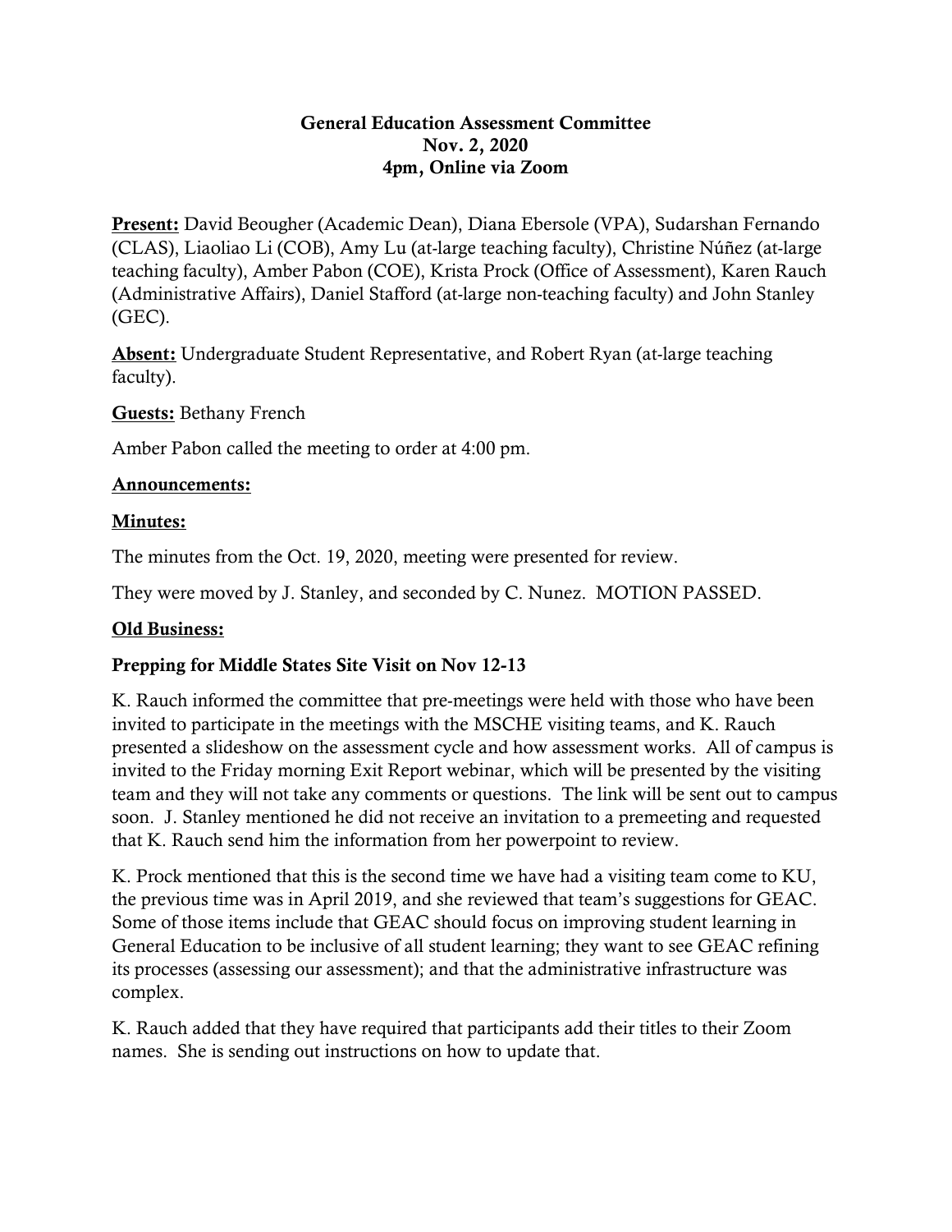# General Education Assessment Committee
## Nov. 2, 2020
## 4pm, Online via Zoom

**Present:** David Beougher (Academic Dean), Diana Ebersole (VPA), Sudarshan Fernando (CLAS), Liaoliao Li (COB), Amy Lu (at-large teaching faculty), Christine Núñez (at-large teaching faculty), Amber Pabon (COE), Krista Prock (Office of Assessment), Karen Rauch (Administrative Affairs), Daniel Stafford (at-large non-teaching faculty) and John Stanley (GEC).

**Absent:** Undergraduate Student Representative, and Robert Ryan (at-large teaching faculty).

**Guests:** Bethany French

Amber Pabon called the meeting to order at 4:00 pm.

**Announcements:**

**Minutes:**

The minutes from the Oct. 19, 2020, meeting were presented for review.

They were moved by J. Stanley, and seconded by C. Nunez. MOTION PASSED.

**Old Business:**

**Prepping for Middle States Site Visit on Nov 12-13**

K. Rauch informed the committee that pre-meetings were held with those who have been invited to participate in the meetings with the MSCHE visiting teams, and K. Rauch presented a slideshow on the assessment cycle and how assessment works. All of campus is invited to the Friday morning Exit Report webinar, which will be presented by the visiting team and they will not take any comments or questions. The link will be sent out to campus soon. J. Stanley mentioned he did not receive an invitation to a premeeting and requested that K. Rauch send him the information from her powerpoint to review.

K. Prock mentioned that this is the second time we have had a visiting team come to KU, the previous time was in April 2019, and she reviewed that team's suggestions for GEAC. Some of those items include that GEAC should focus on improving student learning in General Education to be inclusive of all student learning; they want to see GEAC refining its processes (assessing our assessment); and that the administrative infrastructure was complex.

K. Rauch added that they have required that participants add their titles to their Zoom names. She is sending out instructions on how to update that.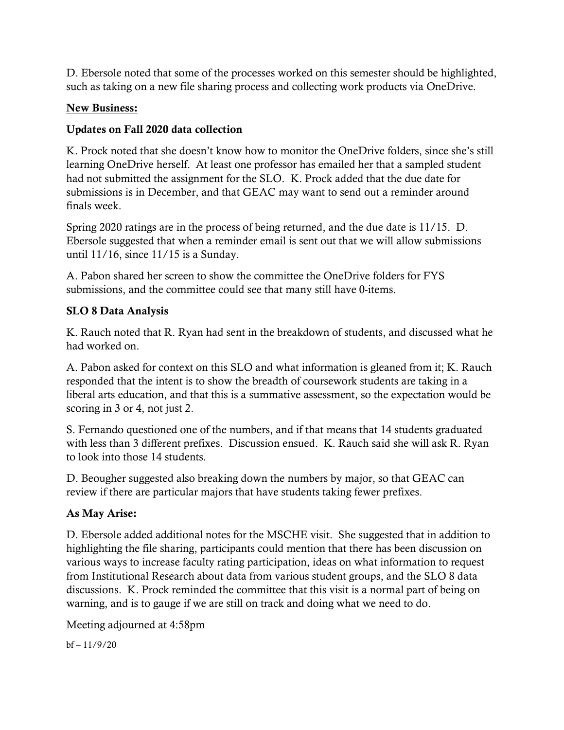D. Ebersole noted that some of the processes worked on this semester should be highlighted, such as taking on a new file sharing process and collecting work products via OneDrive.

**New Business:**

**Updates on Fall 2020 data collection**

K. Prock noted that she doesn't know how to monitor the OneDrive folders, since she's still learning OneDrive herself. At least one professor has emailed her that a sampled student had not submitted the assignment for the SLO. K. Prock added that the due date for submissions is in December, and that GEAC may want to send out a reminder around finals week.

Spring 2020 ratings are in the process of being returned, and the due date is 11/15. D. Ebersole suggested that when a reminder email is sent out that we will allow submissions until 11/16, since 11/15 is a Sunday.

A. Pabon shared her screen to show the committee the OneDrive folders for FYS submissions, and the committee could see that many still have 0-items.

**SLO 8 Data Analysis**

K. Rauch noted that R. Ryan had sent in the breakdown of students, and discussed what he had worked on.

A. Pabon asked for context on this SLO and what information is gleaned from it; K. Rauch responded that the intent is to show the breadth of coursework students are taking in a liberal arts education, and that this is a summative assessment, so the expectation would be scoring in 3 or 4, not just 2.

S. Fernando questioned one of the numbers, and if that means that 14 students graduated with less than 3 different prefixes. Discussion ensued. K. Rauch said she will ask R. Ryan to look into those 14 students.

D. Beougher suggested also breaking down the numbers by major, so that GEAC can review if there are particular majors that have students taking fewer prefixes.

**As May Arise:**

D. Ebersole added additional notes for the MSCHE visit. She suggested that in addition to highlighting the file sharing, participants could mention that there has been discussion on various ways to increase faculty rating participation, ideas on what information to request from Institutional Research about data from various student groups, and the SLO 8 data discussions. K. Prock reminded the committee that this visit is a normal part of being on warning, and is to gauge if we are still on track and doing what we need to do.

Meeting adjourned at 4:58pm

bf – 11/9/20